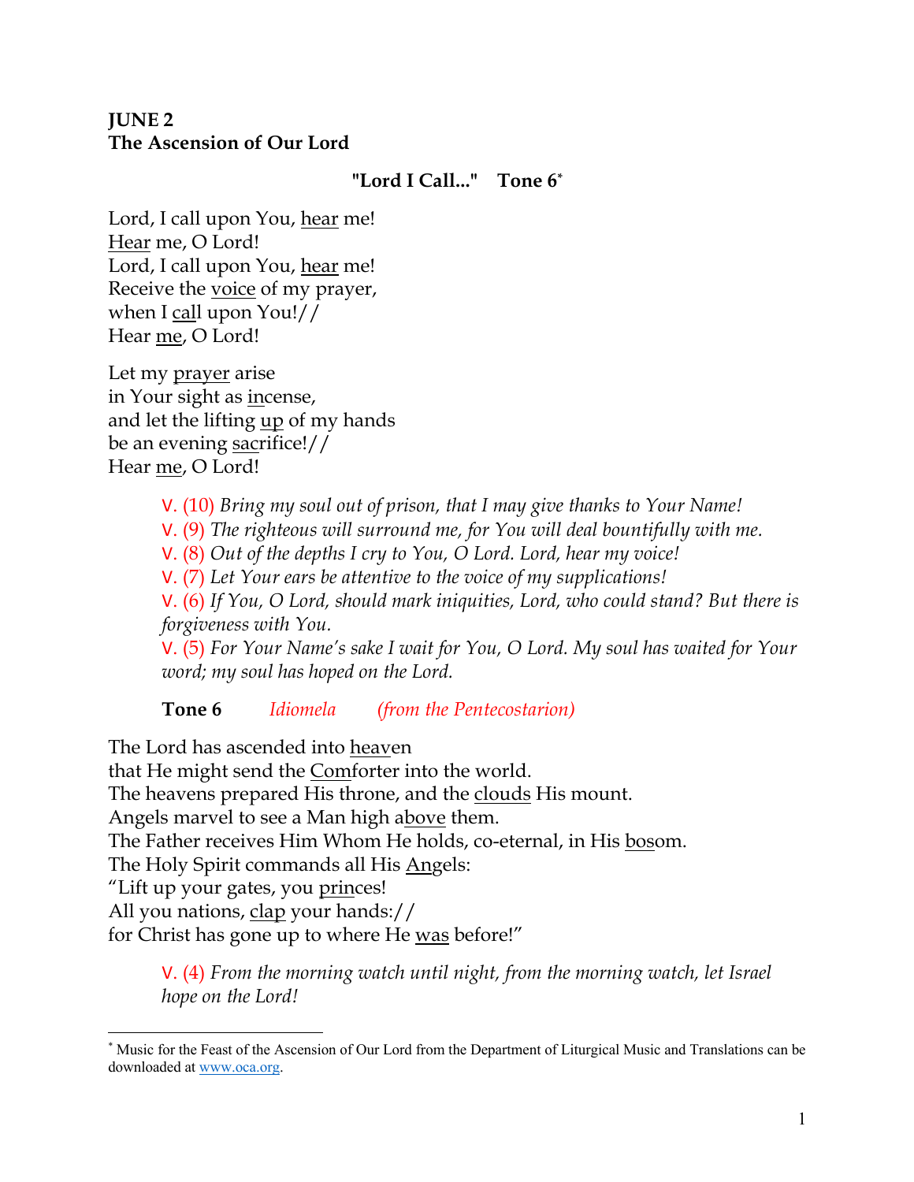**JUNE 2**
**The Ascension of Our Lord**

**"Lord I Call..."    Tone 6***

Lord, I call upon You, <u>hear</u> me!
<u>Hear</u> me, O Lord!
Lord, I call upon You, <u>hear</u> me!
Receive the <u>voice</u> of my prayer,
when I <u>call</u> upon You!//
Hear <u>me</u>, O Lord!

Let my <u>prayer</u> arise
in Your sight as <u>in</u>cense,
and let the lifting <u>up</u> of my hands
be an evening <u>sac</u>rifice!//
Hear <u>me</u>, O Lord!

> V. (10) *Bring my soul out of prison, that I may give thanks to Your Name!*
> V. (9) *The righteous will surround me, for You will deal bountifully with me.*
> V. (8) *Out of the depths I cry to You, O Lord. Lord, hear my voice!*
> V. (7) *Let Your ears be attentive to the voice of my supplications!*
> V. (6) *If You, O Lord, should mark iniquities, Lord, who could stand? But there is forgiveness with You.*
> V. (5) *For Your Name's sake I wait for You, O Lord. My soul has waited for Your word; my soul has hoped on the Lord.*

**Tone 6**    *Idiomela*    *(from the Pentecostarion)*

The Lord has ascended into <u>heav</u>en
that He might send the <u>Com</u>forter into the world.
The heavens prepared His throne, and the <u>clouds</u> His mount.
Angels marvel to see a Man high a<u>bove</u> them.
The Father receives Him Whom He holds, co-eternal, in His <u>bos</u>om.
The Holy Spirit commands all His <u>Ang</u>els:
"Lift up your gates, you <u>prin</u>ces!
All you nations, <u>clap</u> your hands://
for Christ has gone up to where He <u>was</u> before!"

> V. (4) *From the morning watch until night, from the morning watch, let Israel hope on the Lord!*

---

* Music for the Feast of the Ascension of Our Lord from the Department of Liturgical Music and Translations can be downloaded at www.oca.org.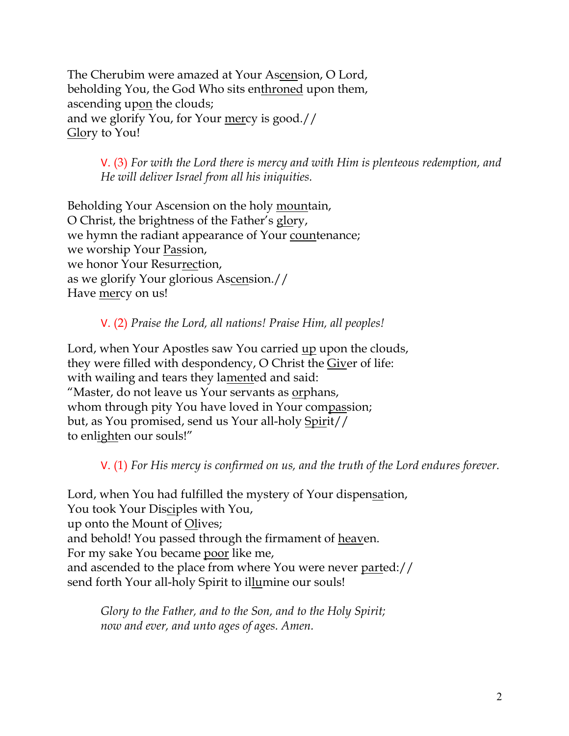The Cherubim were amazed at Your Ascension, O Lord,
beholding You, the God Who sits enthroned upon them,
ascending upon the clouds;
and we glorify You, for Your mercy is good.//
Glory to You!

> V. (3) *For with the Lord there is mercy and with Him is plenteous redemption, and He will deliver Israel from all his iniquities.*

Beholding Your Ascension on the holy mountain,
O Christ, the brightness of the Father's glory,
we hymn the radiant appearance of Your countenance;
we worship Your Passion,
we honor Your Resurrection,
as we glorify Your glorious Ascension.//
Have mercy on us!

> V. (2) *Praise the Lord, all nations! Praise Him, all peoples!*

Lord, when Your Apostles saw You carried up upon the clouds,
they were filled with despondency, O Christ the Giver of life:
with wailing and tears they lamented and said:
"Master, do not leave us Your servants as orphans,
whom through pity You have loved in Your compassion;
but, as You promised, send us Your all-holy Spirit//
to enlighten our souls!"

> V. (1) *For His mercy is confirmed on us, and the truth of the Lord endures forever.*

Lord, when You had fulfilled the mystery of Your dispensation,
You took Your Disciples with You,
up onto the Mount of Olives;
and behold! You passed through the firmament of heaven.
For my sake You became poor like me,
and ascended to the place from where You were never parted://
send forth Your all-holy Spirit to illumine our souls!

> *Glory to the Father, and to the Son, and to the Holy Spirit;*
> *now and ever, and unto ages of ages. Amen.*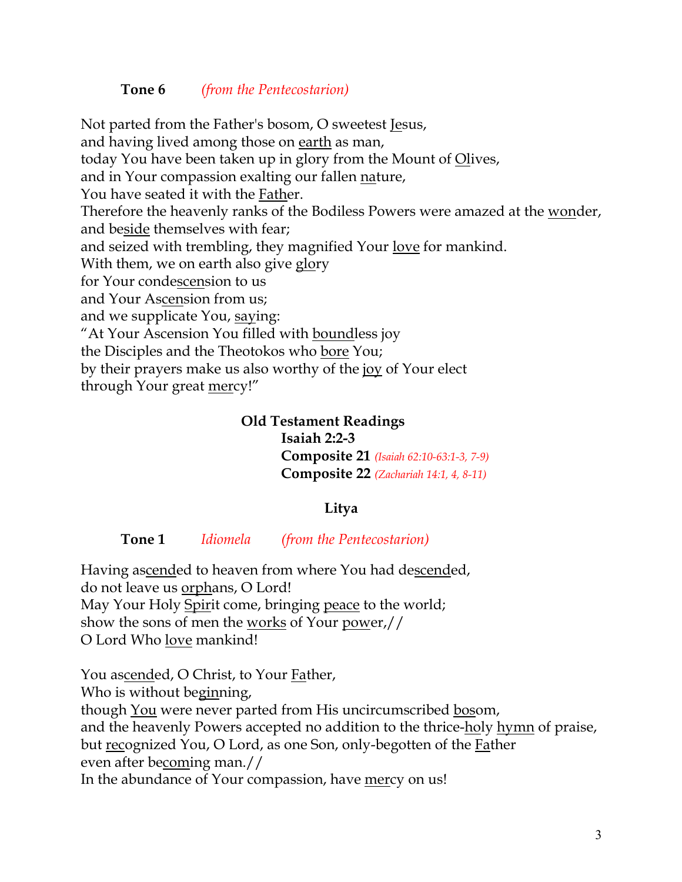**Tone 6** *(from the Pentecostarion)*

Not parted from the Father's bosom, O sweetest <u>J</u>esus,
and having lived among those on <u>earth</u> as man,
today You have been taken up in glory from the Mount of <u>O</u>lives,
and in Your compassion exalting our fallen <u>na</u>ture,
You have seated it with the <u>Fath</u>er.
Therefore the heavenly ranks of the Bodiless Powers were amazed at the <u>won</u>der,
and be<u>side</u> themselves with fear;
and seized with trembling, they magnified Your <u>love</u> for mankind.
With them, we on earth also give <u>glo</u>ry
for Your conde<u>scen</u>sion to us
and Your As<u>cen</u>sion from us;
and we supplicate You, <u>say</u>ing:
"At Your Ascension You filled with <u>bound</u>less joy
the Disciples and the Theotokos who <u>bore</u> You;
by their prayers make us also worthy of the <u>joy</u> of Your elect
through Your great <u>mer</u>cy!"

**Old Testament Readings**

**Isaiah 2:2-3**
**Composite 21** *(Isaiah 62:10-63:1-3, 7-9)*
**Composite 22** *(Zachariah 14:1, 4, 8-11)*

**Litya**

**Tone 1** *Idiomela* *(from the Pentecostarion)*

Having as<u>cend</u>ed to heaven from where You had de<u>scend</u>ed,
do not leave us <u>orph</u>ans, O Lord!
May Your Holy <u>Spir</u>it come, bringing <u>peace</u> to the world;
show the sons of men the <u>works</u> of Your <u>pow</u>er,//
O Lord Who <u>love</u> mankind!

You as<u>cend</u>ed, O Christ, to Your <u>Fa</u>ther,
Who is without beg<u>in</u>ning,
though <u>You</u> were never parted from His uncircumscribed <u>bos</u>om,
and the heavenly Powers accepted no addition to the thrice-<u>ho</u>ly <u>hymn</u> of praise,
but <u>rec</u>ognized You, O Lord, as one Son, only-begotten of the <u>Fa</u>ther
even after be<u>com</u>ing man.//
In the abundance of Your compassion, have <u>mer</u>cy on us!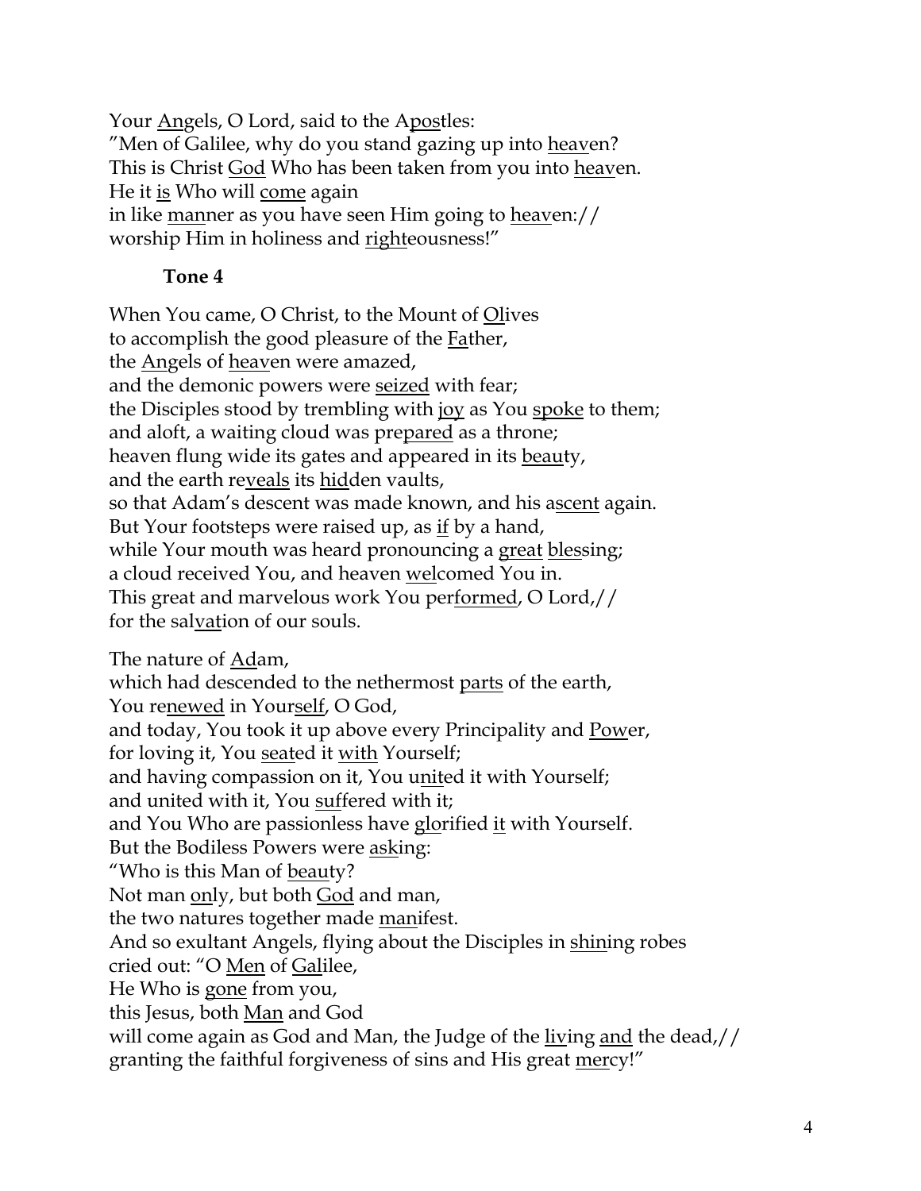Your <u>An</u>gels, O Lord, said to the A<u>pos</u>tles:
"Men of Galilee, why do you stand gazing up into <u>heav</u>en?
This is Christ <u>God</u> Who has been taken from you into <u>heav</u>en.
He it <u>is</u> Who will <u>come</u> again
in like <u>man</u>ner as you have seen Him going to <u>heav</u>en://
worship Him in holiness and <u>righ</u>teousness!"

**Tone 4**

When You came, O Christ, to the Mount of <u>Ol</u>ives
to accomplish the good pleasure of the <u>Fa</u>ther,
the <u>An</u>gels of <u>heav</u>en were amazed,
and the demonic powers were <u>seized</u> with fear;
the Disciples stood by trembling with <u>joy</u> as You <u>spoke</u> to them;
and aloft, a waiting cloud was pre<u>pared</u> as a throne;
heaven flung wide its gates and appeared in its <u>beau</u>ty,
and the earth re<u>veals</u> its <u>hid</u>den vaults,
so that Adam's descent was made known, and his a<u>scent</u> again.
But Your footsteps were raised up, as <u>if</u> by a hand,
while Your mouth was heard pronouncing a <u>great</u> <u>bles</u>sing;
a cloud received You, and heaven <u>wel</u>comed You in.
This great and marvelous work You per<u>formed</u>, O Lord,//
for the sal<u>vat</u>ion of our souls.

The nature of <u>Ad</u>am,
which had descended to the nethermost <u>parts</u> of the earth,
You re<u>newed</u> in Your<u>self</u>, O God,
and today, You took it up above every Principality and <u>Pow</u>er,
for loving it, You <u>seat</u>ed it <u>with</u> Yourself;
and having compassion on it, You u<u>nit</u>ed it with Yourself;
and united with it, You <u>suf</u>fered with it;
and You Who are passionless have <u>glo</u>rified <u>it</u> with Yourself.
But the Bodiless Powers were <u>ask</u>ing:
"Who is this Man of <u>beau</u>ty?
Not man <u>on</u>ly, but both <u>God</u> and man,
the two natures together made <u>man</u>ifest.
And so exultant Angels, flying about the Disciples in <u>shin</u>ing robes
cried out: "O <u>Men</u> of <u>Gal</u>ilee,
He Who is <u>gone</u> from you,
this Jesus, both <u>Man</u> and God
will come again as God and Man, the Judge of the <u>liv</u>ing <u>and</u> the dead,//
granting the faithful forgiveness of sins and His great <u>mer</u>cy!"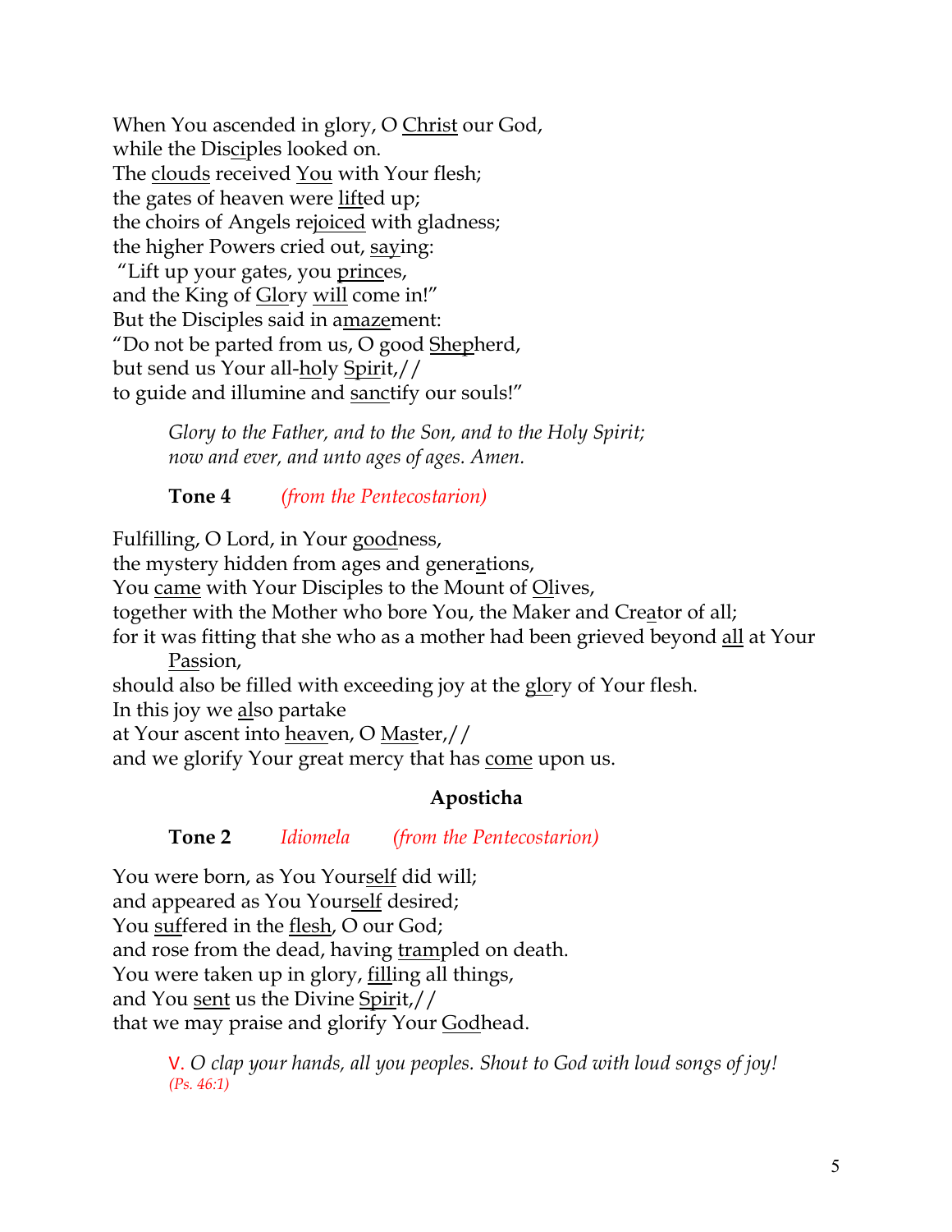When You ascended in glory, O Christ our God,
while the Disciples looked on.
The clouds received You with Your flesh;
the gates of heaven were lifted up;
the choirs of Angels rejoiced with gladness;
the higher Powers cried out, saying:
"Lift up your gates, you princes,
and the King of Glory will come in!"
But the Disciples said in amazement:
"Do not be parted from us, O good Shepherd,
but send us Your all-holy Spirit,//
to guide and illumine and sanctify our souls!"

> *Glory to the Father, and to the Son, and to the Holy Spirit;*
> *now and ever, and unto ages of ages. Amen.*

> **Tone 4** *(from the Pentecostarion)*

Fulfilling, O Lord, in Your goodness,
the mystery hidden from ages and generations,
You came with Your Disciples to the Mount of Olives,
together with the Mother who bore You, the Maker and Creator of all;
for it was fitting that she who as a mother had been grieved beyond all at Your Passion,
should also be filled with exceeding joy at the glory of Your flesh.
In this joy we also partake
at Your ascent into heaven, O Master,//
and we glorify Your great mercy that has come upon us.

### Aposticha

> **Tone 2** *Idiomela* *(from the Pentecostarion)*

You were born, as You Yourself did will;
and appeared as You Yourself desired;
You suffered in the flesh, O our God;
and rose from the dead, having trampled on death.
You were taken up in glory, filling all things,
and You sent us the Divine Spirit,//
that we may praise and glorify Your Godhead.

> V. *O clap your hands, all you peoples. Shout to God with loud songs of joy!* *(Ps. 46:1)*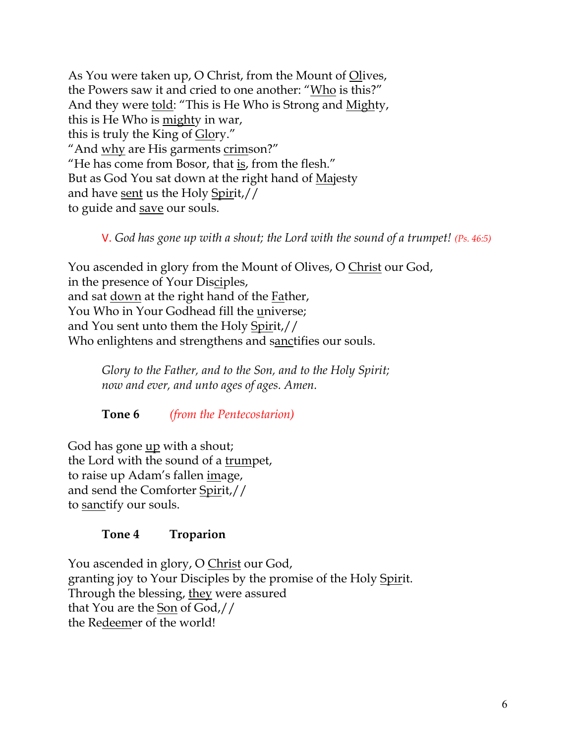As You were taken up, O Christ, from the Mount of Olives,
the Powers saw it and cried to one another: “Who is this?”
And they were told: “This is He Who is Strong and Mighty,
this is He Who is mighty in war,
this is truly the King of Glory.”
“And why are His garments crimson?”
“He has come from Bosor, that is, from the flesh.”
But as God You sat down at the right hand of Majesty
and have sent us the Holy Spirit,//
to guide and save our souls.

V. *God has gone up with a shout; the Lord with the sound of a trumpet! (Ps. 46:5)*

You ascended in glory from the Mount of Olives, O Christ our God,
in the presence of Your Disciples,
and sat down at the right hand of the Father,
You Who in Your Godhead fill the universe;
and You sent unto them the Holy Spirit,//
Who enlightens and strengthens and sanctifies our souls.

*Glory to the Father, and to the Son, and to the Holy Spirit;*
*now and ever, and unto ages of ages. Amen.*

**Tone 6** *(from the Pentecostarion)*

God has gone up with a shout;
the Lord with the sound of a trumpet,
to raise up Adam’s fallen image,
and send the Comforter Spirit,//
to sanctify our souls.

**Tone 4 Troparion**

You ascended in glory, O Christ our God,
granting joy to Your Disciples by the promise of the Holy Spirit.
Through the blessing, they were assured
that You are the Son of God,//
the Redeemer of the world!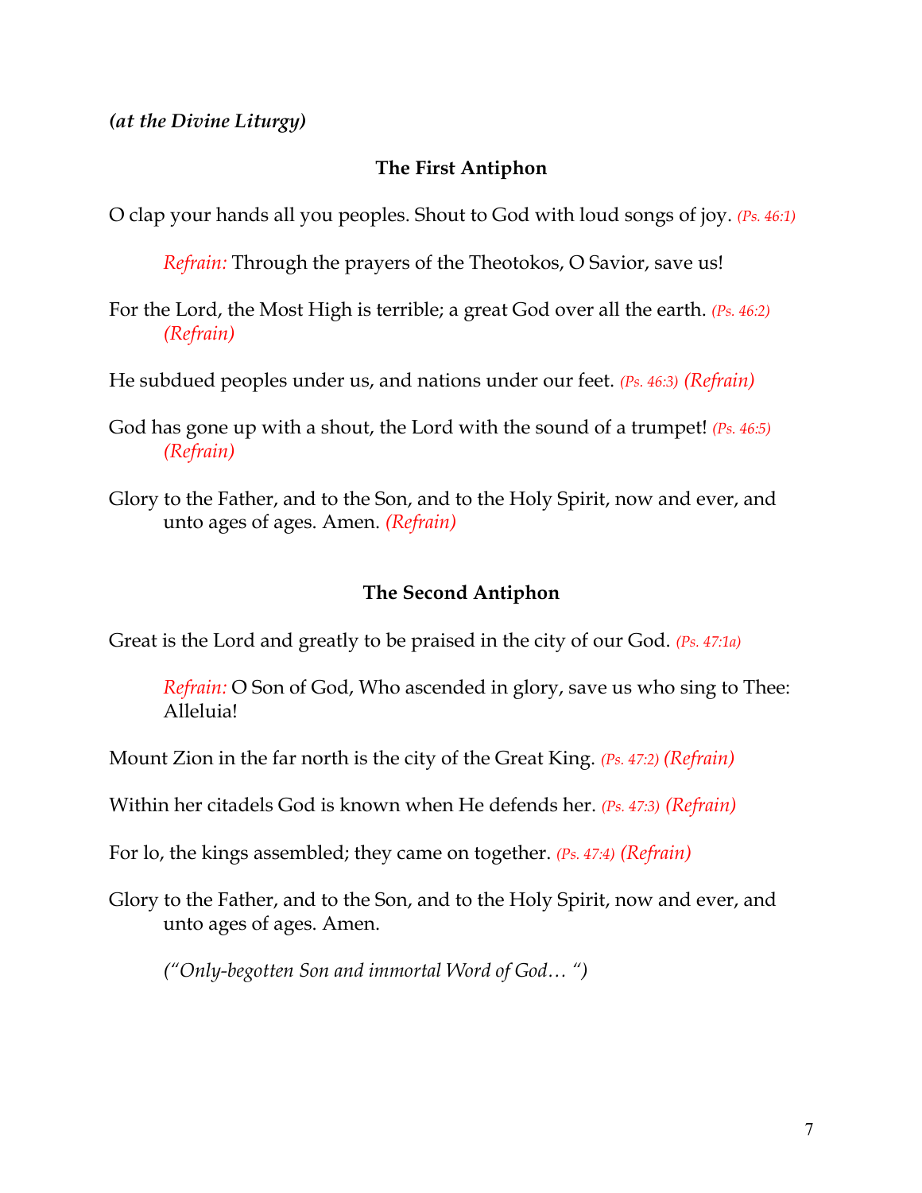***(at the Divine Liturgy)***

### The First Antiphon

O clap your hands all you peoples. Shout to God with loud songs of joy. *(Ps. 46:1)*

> *Refrain:* Through the prayers of the Theotokos, O Savior, save us!

For the Lord, the Most High is terrible; a great God over all the earth. *(Ps. 46:2)* *(Refrain)*

He subdued peoples under us, and nations under our feet. *(Ps. 46:3)* *(Refrain)*

God has gone up with a shout, the Lord with the sound of a trumpet! *(Ps. 46:5)* *(Refrain)*

Glory to the Father, and to the Son, and to the Holy Spirit, now and ever, and unto ages of ages. Amen. *(Refrain)*

### The Second Antiphon

Great is the Lord and greatly to be praised in the city of our God. *(Ps. 47:1a)*

> *Refrain:* O Son of God, Who ascended in glory, save us who sing to Thee: Alleluia!

Mount Zion in the far north is the city of the Great King. *(Ps. 47:2)* *(Refrain)*

Within her citadels God is known when He defends her. *(Ps. 47:3)* *(Refrain)*

For lo, the kings assembled; they came on together. *(Ps. 47:4)* *(Refrain)*

Glory to the Father, and to the Son, and to the Holy Spirit, now and ever, and unto ages of ages. Amen.

> *("Only-begotten Son and immortal Word of God… ")*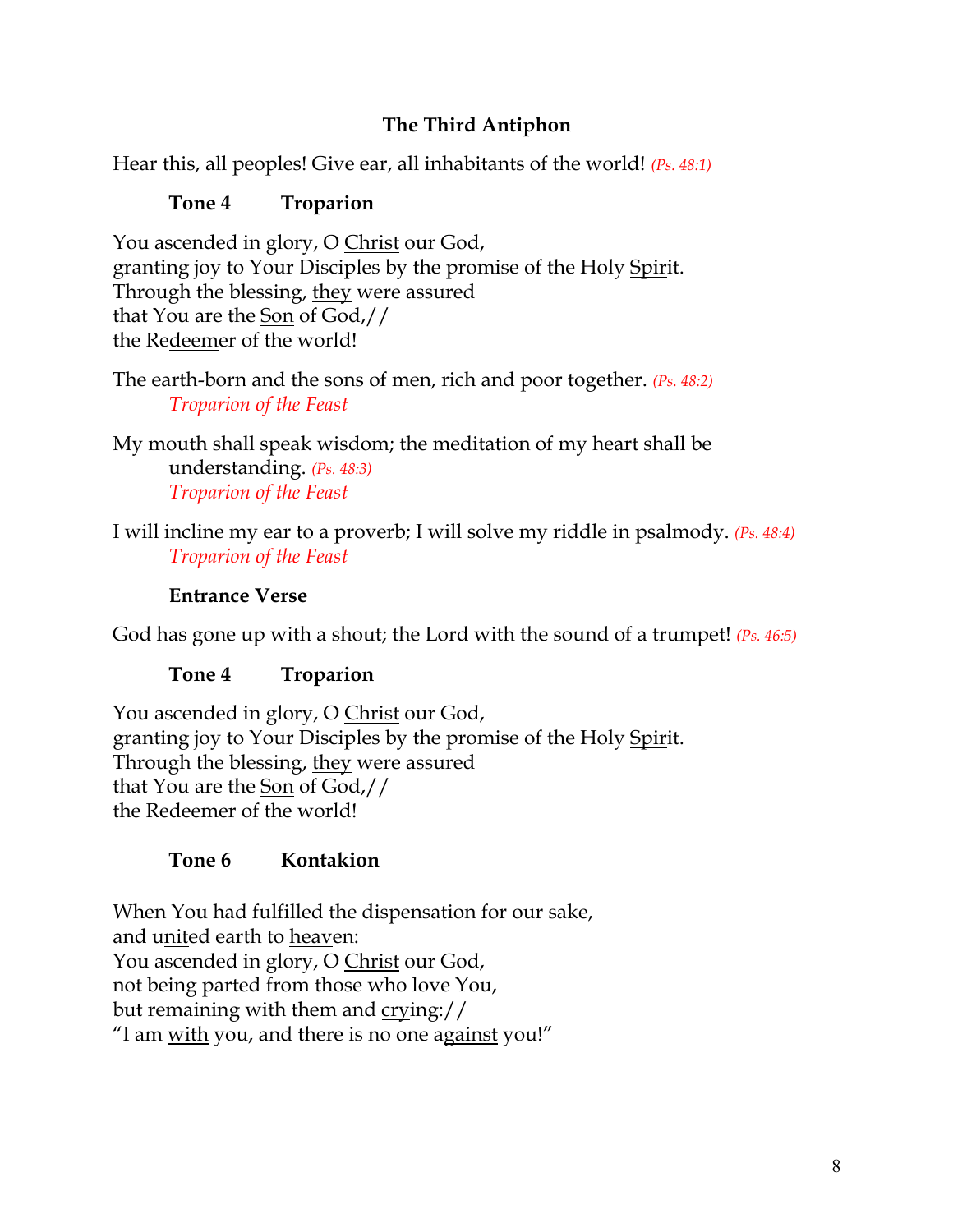## The Third Antiphon

Hear this, all peoples! Give ear, all inhabitants of the world! *(Ps. 48:1)*

**Tone 4 Troparion**

You ascended in glory, O <u>Christ</u> our God,
granting joy to Your Disciples by the promise of the Holy <u>Spir</u>it.
Through the blessing, <u>they</u> were assured
that You are the <u>Son</u> of God,//
the Re<u>deem</u>er of the world!

The earth-born and the sons of men, rich and poor together. *(Ps. 48:2)*
*Troparion of the Feast*

My mouth shall speak wisdom; the meditation of my heart shall be understanding. *(Ps. 48:3)*
*Troparion of the Feast*

I will incline my ear to a proverb; I will solve my riddle in psalmody. *(Ps. 48:4)*
*Troparion of the Feast*

**Entrance Verse**

God has gone up with a shout; the Lord with the sound of a trumpet! *(Ps. 46:5)*

**Tone 4 Troparion**

You ascended in glory, O <u>Christ</u> our God,
granting joy to Your Disciples by the promise of the Holy <u>Spir</u>it.
Through the blessing, <u>they</u> were assured
that You are the <u>Son</u> of God,//
the Re<u>deem</u>er of the world!

**Tone 6 Kontakion**

When You had fulfilled the dispen<u>sa</u>tion for our sake,
and u<u>nit</u>ed earth to <u>heav</u>en:
You ascended in glory, O <u>Christ</u> our God,
not being <u>part</u>ed from those who <u>love</u> You,
but remaining with them and <u>cry</u>ing://
"I am <u>with</u> you, and there is no one a<u>gainst</u> you!"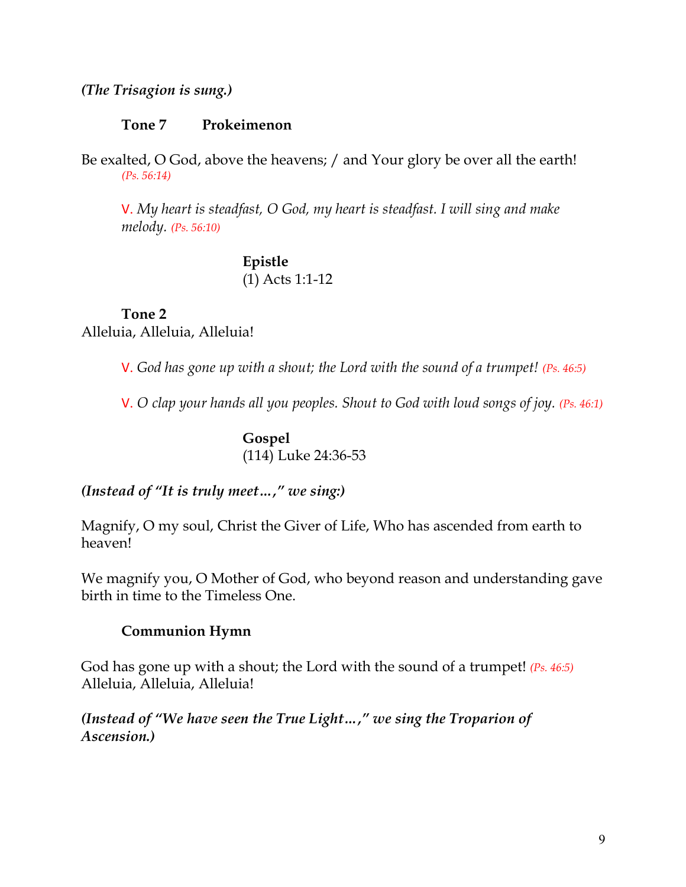***(The Trisagion is sung.)***

**Tone 7 Prokeimenon**

Be exalted, O God, above the heavens; / and Your glory be over all the earth! *(Ps. 56:14)*

V. *My heart is steadfast, O God, my heart is steadfast. I will sing and make melody. (Ps. 56:10)*

**Epistle**
(1) Acts 1:1-12

**Tone 2**
Alleluia, Alleluia, Alleluia!

V. *God has gone up with a shout; the Lord with the sound of a trumpet! (Ps. 46:5)*

V. *O clap your hands all you peoples. Shout to God with loud songs of joy. (Ps. 46:1)*

**Gospel**
(114) Luke 24:36-53

***(Instead of "It is truly meet…," we sing:)***

Magnify, O my soul, Christ the Giver of Life, Who has ascended from earth to heaven!

We magnify you, O Mother of God, who beyond reason and understanding gave birth in time to the Timeless One.

**Communion Hymn**

God has gone up with a shout; the Lord with the sound of a trumpet! *(Ps. 46:5)*
Alleluia, Alleluia, Alleluia!

***(Instead of "We have seen the True Light…," we sing the Troparion of Ascension.)***